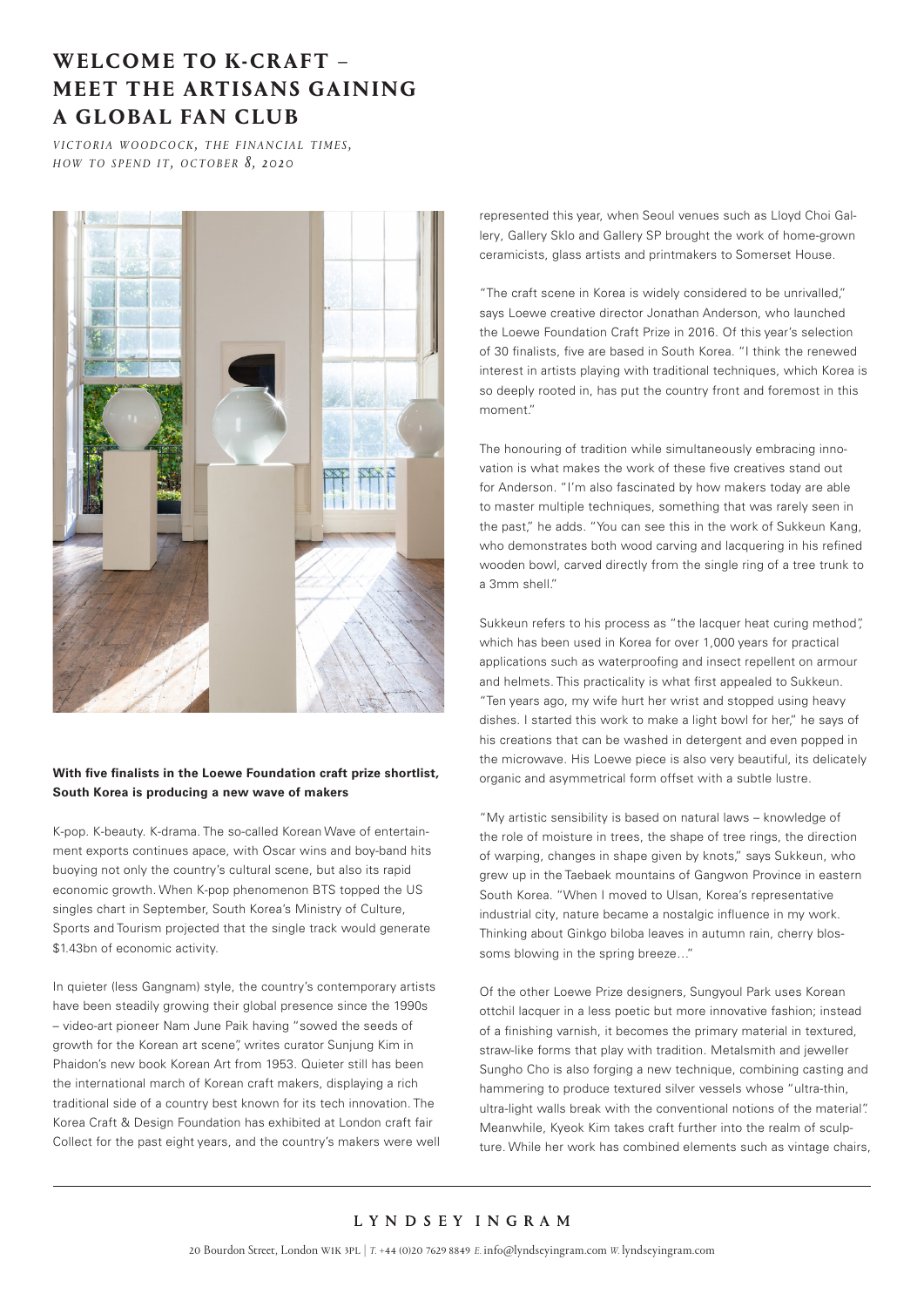# WELCOME TO K-CRAFT – MEET THE ARTISANS GAINING A GLOBAL FAN CLUB

*VICTORIA WOODCOCK, THE FINANCIAL TIMES, HOW TO SPEND IT, OCTOBER 8, 2020*

**With five finalists in the Loewe Foundation craft prize shortlist, South Korea is producing a new wave of makers**

K-pop. K-beauty. K-drama. The so-called Korean Wave of entertainment exports continues apace, with Oscar wins and boy-band hits buoying not only the country's cultural scene, but also its rapid economic growth. When K-pop phenomenon BTS topped the US singles chart in September, South Korea's Ministry of Culture, Sports and Tourism projected that the single track would generate $1.43bn of economic activity.

In quieter (less Gangnam) style, the country's contemporary artists have been steadily growing their global presence since the 1990s – video-art pioneer Nam June Paik having "sowed the seeds of growth for the Korean art scene", writes curator Sunjung Kim in Phaidon's new book Korean Art from 1953. Quieter still has been the international march of Korean craft makers, displaying a rich traditional side of a country best known for its tech innovation. The Korea Craft & Design Foundation has exhibited at London craft fair Collect for the past eight years, and the country's makers were well represented this year, when Seoul venues such as Lloyd Choi Gallery, Gallery Sklo and Gallery SP brought the work of home-grown ceramicists, glass artists and printmakers to Somerset House.

"The craft scene in Korea is widely considered to be unrivalled," says Loewe creative director Jonathan Anderson, who launched the Loewe Foundation Craft Prize in 2016. Of this year's selection of 30 finalists, five are based in South Korea. "I think the renewed interest in artists playing with traditional techniques, which Korea is so deeply rooted in, has put the country front and foremost in this moment."

The honouring of tradition while simultaneously embracing innovation is what makes the work of these five creatives stand out for Anderson. "I'm also fascinated by how makers today are able to master multiple techniques, something that was rarely seen in the past," he adds. "You can see this in the work of Sukkeun Kang, who demonstrates both wood carving and lacquering in his refined wooden bowl, carved directly from the single ring of a tree trunk to a 3mm shell."

Sukkeun refers to his process as "the lacquer heat curing method", which has been used in Korea for over 1,000 years for practical applications such as waterproofing and insect repellent on armour and helmets. This practicality is what first appealed to Sukkeun. "Ten years ago, my wife hurt her wrist and stopped using heavy dishes. I started this work to make a light bowl for her," he says of his creations that can be washed in detergent and even popped in the microwave. His Loewe piece is also very beautiful, its delicately organic and asymmetrical form offset with a subtle lustre.

"My artistic sensibility is based on natural laws – knowledge of the role of moisture in trees, the shape of tree rings, the direction of warping, changes in shape given by knots," says Sukkeun, who grew up in the Taebaek mountains of Gangwon Province in eastern South Korea. "When I moved to Ulsan, Korea's representative industrial city, nature became a nostalgic influence in my work. Thinking about Ginkgo biloba leaves in autumn rain, cherry blossoms blowing in the spring breeze…"

Of the other Loewe Prize designers, Sungyoul Park uses Korean ottchil lacquer in a less poetic but more innovative fashion; instead of a finishing varnish, it becomes the primary material in textured, straw-like forms that play with tradition. Metalsmith and jeweller Sungho Cho is also forging a new technique, combining casting and hammering to produce textured silver vessels whose "ultra-thin, ultra-light walls break with the conventional notions of the material". Meanwhile, Kyeok Kim takes craft further into the realm of sculpture. While her work has combined elements such as vintage chairs,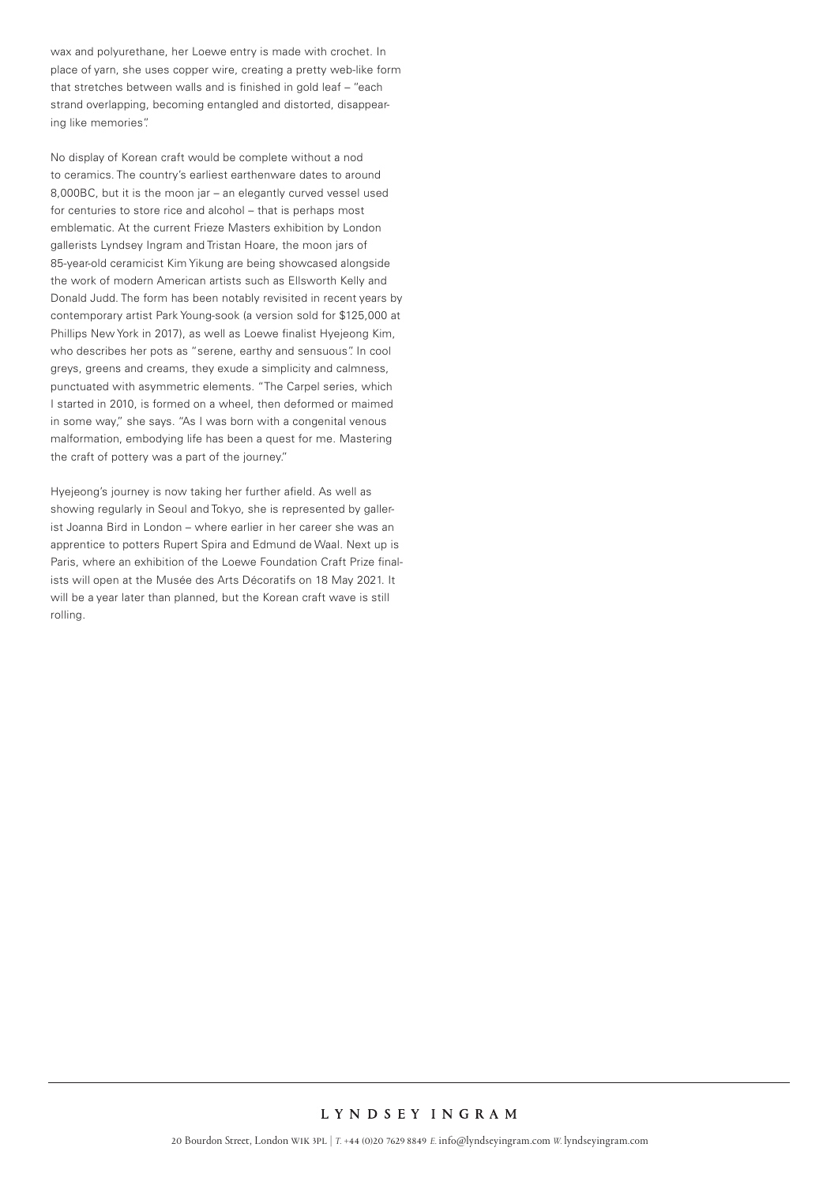wax and polyurethane, her Loewe entry is made with crochet. In place of yarn, she uses copper wire, creating a pretty web-like form that stretches between walls and is finished in gold leaf – "each strand overlapping, becoming entangled and distorted, disappearing like memories".

No display of Korean craft would be complete without a nod to ceramics. The country's earliest earthenware dates to around 8,000BC, but it is the moon jar – an elegantly curved vessel used for centuries to store rice and alcohol – that is perhaps most emblematic. At the current Frieze Masters exhibition by London gallerists Lyndsey Ingram and Tristan Hoare, the moon jars of 85-year-old ceramicist Kim Yikung are being showcased alongside the work of modern American artists such as Ellsworth Kelly and Donald Judd. The form has been notably revisited in recent years by contemporary artist Park Young-sook (a version sold for $125,000 at Phillips New York in 2017), as well as Loewe finalist Hyejeong Kim, who describes her pots as "serene, earthy and sensuous". In cool greys, greens and creams, they exude a simplicity and calmness, punctuated with asymmetric elements. "The Carpel series, which I started in 2010, is formed on a wheel, then deformed or maimed in some way," she says. "As I was born with a congenital venous malformation, embodying life has been a quest for me. Mastering the craft of pottery was a part of the journey."

Hyejeong's journey is now taking her further afield. As well as showing regularly in Seoul and Tokyo, she is represented by gallerist Joanna Bird in London – where earlier in her career she was an apprentice to potters Rupert Spira and Edmund de Waal. Next up is Paris, where an exhibition of the Loewe Foundation Craft Prize finalists will open at the Musée des Arts Décoratifs on 18 May 2021. It will be a year later than planned, but the Korean craft wave is still rolling.